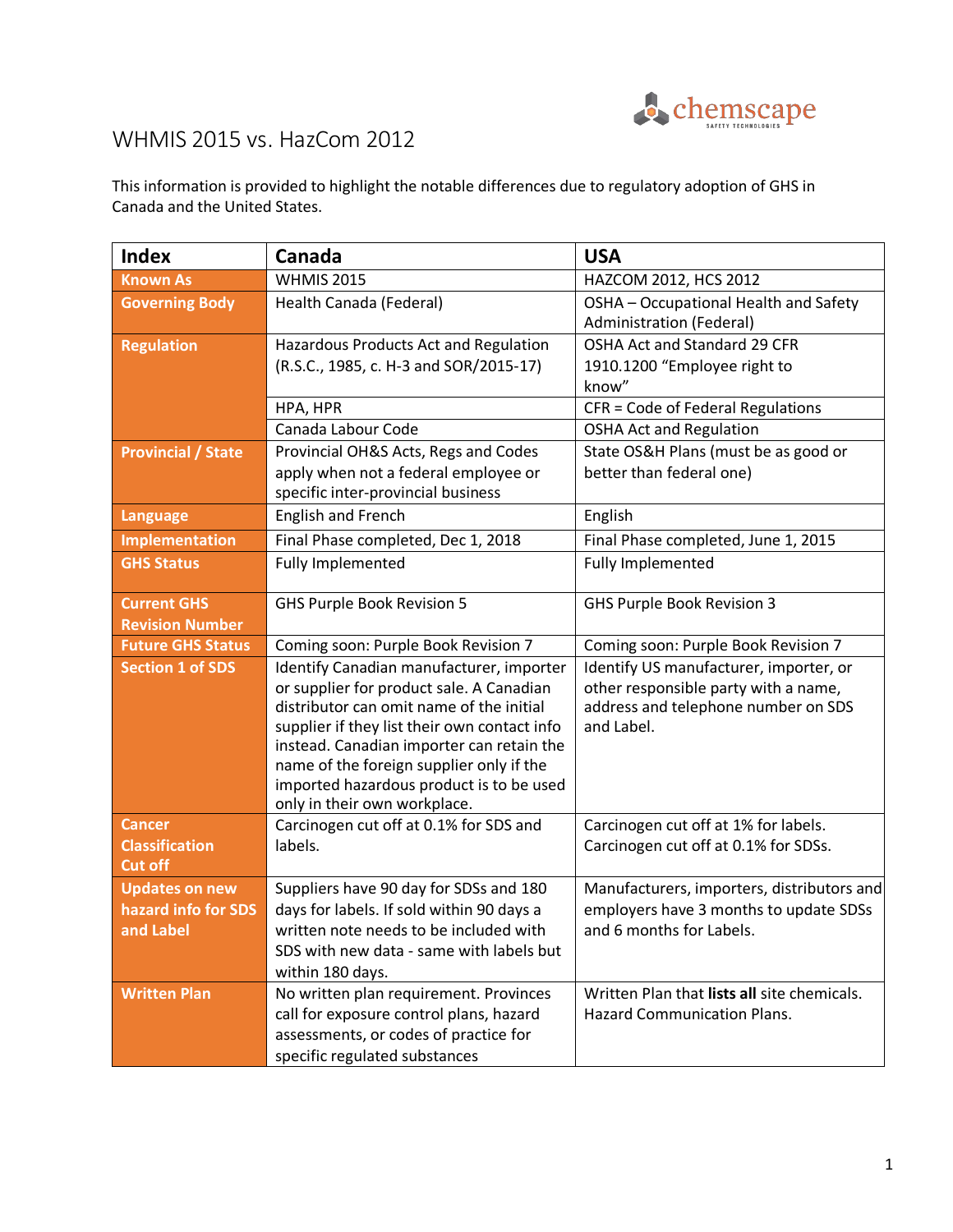# WHMIS 2015 vs. HazCom 2012

This information is provided to highlight the notable differences due to regulatory adoption of GHS in Canada and the United States.

| Index | Canada | USA |
|---|---|---|
| **Known As** | WHMIS 2015 | HAZCOM 2012, HCS 2012 |
| **Governing Body** | Health Canada (Federal) | OSHA – Occupational Health and Safety Administration (Federal) |
| **Regulation** | Hazardous Products Act and Regulation (R.S.C., 1985, c. H-3 and SOR/2015-17) | OSHA Act and Standard 29 CFR 1910.1200 "Employee right to know" |
| | HPA, HPR | CFR = Code of Federal Regulations |
| | Canada Labour Code | OSHA Act and Regulation |
| **Provincial / State** | Provincial OH&S Acts, Regs and Codes apply when not a federal employee or specific inter-provincial business | State OS&H Plans (must be as good or better than federal one) |
| **Language** | English and French | English |
| **Implementation** | Final Phase completed, Dec 1, 2018 | Final Phase completed, June 1, 2015 |
| **GHS Status** | Fully Implemented | Fully Implemented |
| **Current GHS Revision Number** | GHS Purple Book Revision 5 | GHS Purple Book Revision 3 |
| **Future GHS Status** | Coming soon: Purple Book Revision 7 | Coming soon: Purple Book Revision 7 |
| **Section 1 of SDS** | Identify Canadian manufacturer, importer or supplier for product sale. A Canadian distributor can omit name of the initial supplier if they list their own contact info instead. Canadian importer can retain the name of the foreign supplier only if the imported hazardous product is to be used only in their own workplace. | Identify US manufacturer, importer, or other responsible party with a name, address and telephone number on SDS and Label. |
| **Cancer Classification Cut off** | Carcinogen cut off at 0.1% for SDS and labels. | Carcinogen cut off at 1% for labels. Carcinogen cut off at 0.1% for SDSs. |
| **Updates on new hazard info for SDS and Label** | Suppliers have 90 day for SDSs and 180 days for labels. If sold within 90 days a written note needs to be included with SDS with new data - same with labels but within 180 days. | Manufacturers, importers, distributors and employers have 3 months to update SDSs and 6 months for Labels. |
| **Written Plan** | No written plan requirement. Provinces call for exposure control plans, hazard assessments, or codes of practice for specific regulated substances | Written Plan that **lists all** site chemicals. Hazard Communication Plans. |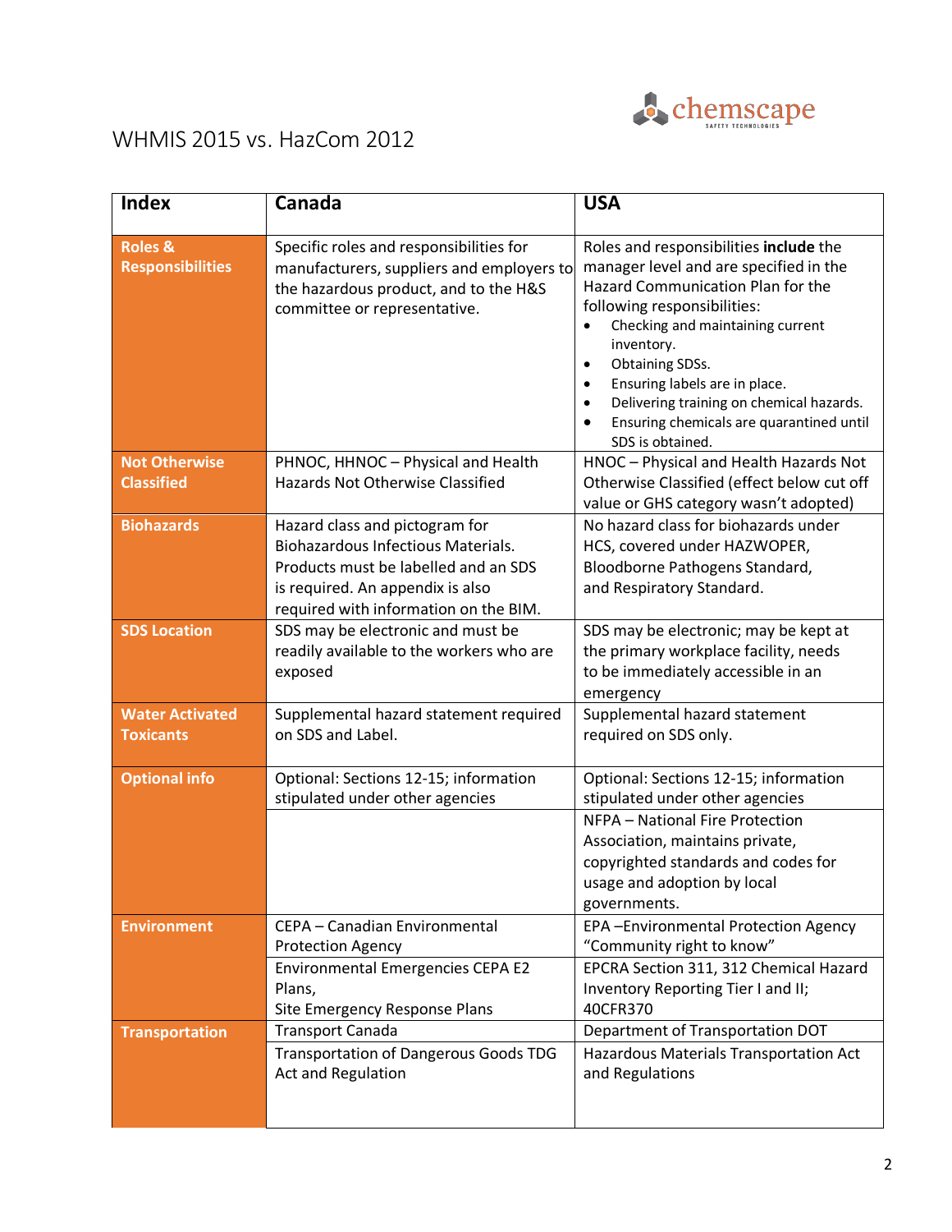# WHMIS 2015 vs. HazCom 2012

| Index | Canada | USA |
|---|---|---|
| **Roles & Responsibilities** | Specific roles and responsibilities for manufacturers, suppliers and employers to the hazardous product, and to the H&S committee or representative. | Roles and responsibilities **include** the manager level and are specified in the Hazard Communication Plan for the following responsibilities: <br>• Checking and maintaining current inventory. <br>• Obtaining SDSs. <br>• Ensuring labels are in place. <br>• Delivering training on chemical hazards. <br>• Ensuring chemicals are quarantined until SDS is obtained. |
| **Not Otherwise Classified** | PHNOC, HHNOC – Physical and Health Hazards Not Otherwise Classified | HNOC – Physical and Health Hazards Not Otherwise Classified (effect below cut off value or GHS category wasn't adopted) |
| **Biohazards** | Hazard class and pictogram for Biohazardous Infectious Materials. Products must be labelled and an SDS is required. An appendix is also required with information on the BIM. | No hazard class for biohazards under HCS, covered under HAZWOPER, Bloodborne Pathogens Standard, and Respiratory Standard. |
| **SDS Location** | SDS may be electronic and must be readily available to the workers who are exposed | SDS may be electronic; may be kept at the primary workplace facility, needs to be immediately accessible in an emergency |
| **Water Activated Toxicants** | Supplemental hazard statement required on SDS and Label. | Supplemental hazard statement required on SDS only. |
| **Optional info** | Optional: Sections 12-15; information stipulated under other agencies | Optional: Sections 12-15; information stipulated under other agencies |
| | | NFPA – National Fire Protection Association, maintains private, copyrighted standards and codes for usage and adoption by local governments. |
| **Environment** | CEPA – Canadian Environmental Protection Agency | EPA –Environmental Protection Agency "Community right to know" |
| | Environmental Emergencies CEPA E2 Plans, Site Emergency Response Plans | EPCRA Section 311, 312 Chemical Hazard Inventory Reporting Tier I and II; 40CFR370 |
| **Transportation** | Transport Canada | Department of Transportation DOT |
| | Transportation of Dangerous Goods TDG Act and Regulation | Hazardous Materials Transportation Act and Regulations |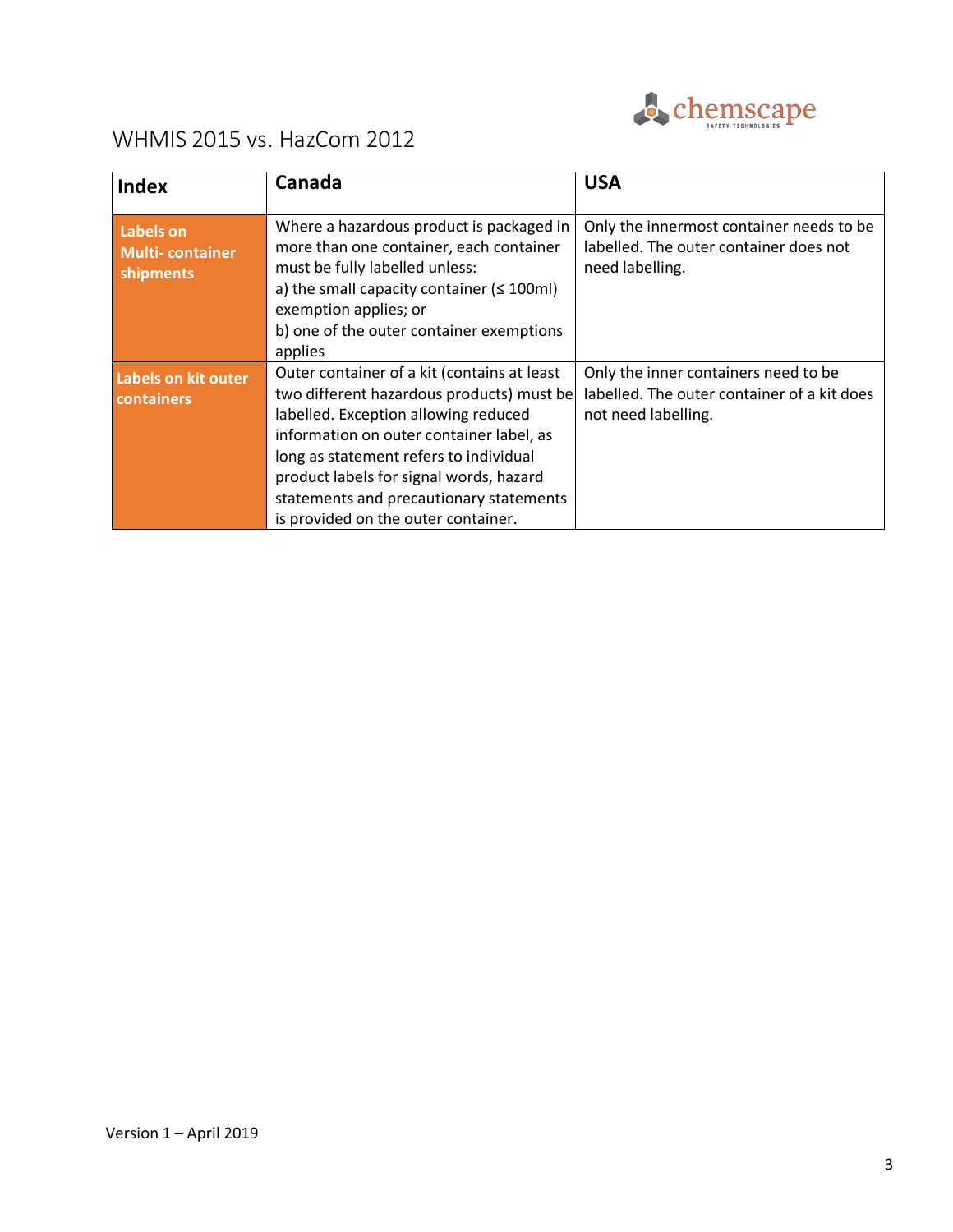| Index | Canada | USA |
|---|---|---|
| **Labels on Multi- container shipments** | Where a hazardous product is packaged in more than one container, each container must be fully labelled unless:<br>a) the small capacity container (≤ 100ml) exemption applies; or<br>b) one of the outer container exemptions applies | Only the innermost container needs to be labelled. The outer container does not need labelling. |
| **Labels on kit outer containers** | Outer container of a kit (contains at least two different hazardous products) must be labelled. Exception allowing reduced information on outer container label, as long as statement refers to individual product labels for signal words, hazard statements and precautionary statements is provided on the outer container. | Only the inner containers need to be labelled. The outer container of a kit does not need labelling. |